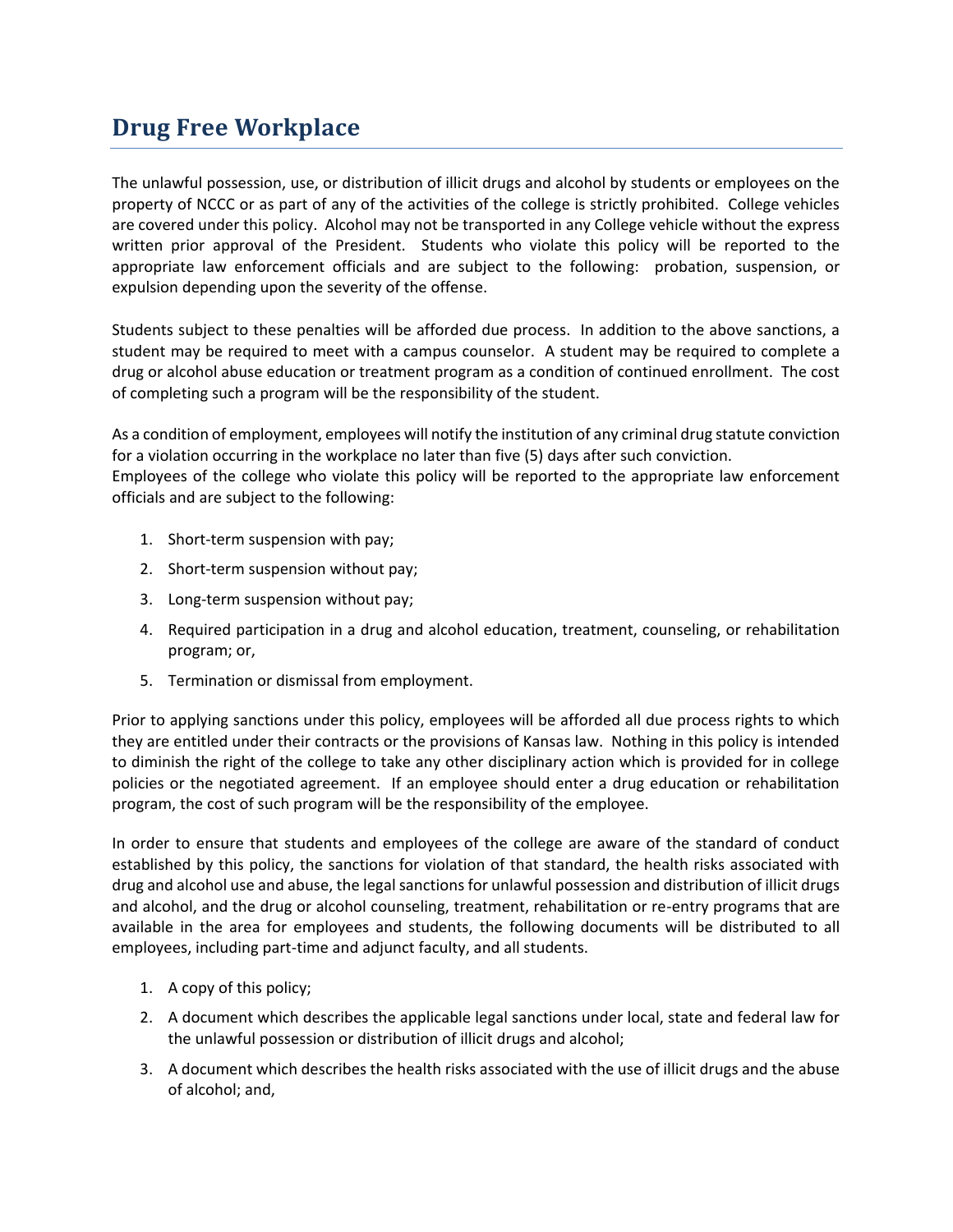# Drug Free Workplace

The unlawful possession, use, or distribution of illicit drugs and alcohol by students or employees on the property of NCCC or as part of any of the activities of the college is strictly prohibited. College vehicles are covered under this policy. Alcohol may not be transported in any College vehicle without the express written prior approval of the President. Students who violate this policy will be reported to the appropriate law enforcement officials and are subject to the following: probation, suspension, or expulsion depending upon the severity of the offense.

Students subject to these penalties will be afforded due process. In addition to the above sanctions, a student may be required to meet with a campus counselor. A student may be required to complete a drug or alcohol abuse education or treatment program as a condition of continued enrollment. The cost of completing such a program will be the responsibility of the student.

As a condition of employment, employees will notify the institution of any criminal drug statute conviction for a violation occurring in the workplace no later than five (5) days after such conviction.
Employees of the college who violate this policy will be reported to the appropriate law enforcement officials and are subject to the following:

1. Short-term suspension with pay;
2. Short-term suspension without pay;
3. Long-term suspension without pay;
4. Required participation in a drug and alcohol education, treatment, counseling, or rehabilitation program; or,
5. Termination or dismissal from employment.

Prior to applying sanctions under this policy, employees will be afforded all due process rights to which they are entitled under their contracts or the provisions of Kansas law. Nothing in this policy is intended to diminish the right of the college to take any other disciplinary action which is provided for in college policies or the negotiated agreement. If an employee should enter a drug education or rehabilitation program, the cost of such program will be the responsibility of the employee.

In order to ensure that students and employees of the college are aware of the standard of conduct established by this policy, the sanctions for violation of that standard, the health risks associated with drug and alcohol use and abuse, the legal sanctions for unlawful possession and distribution of illicit drugs and alcohol, and the drug or alcohol counseling, treatment, rehabilitation or re-entry programs that are available in the area for employees and students, the following documents will be distributed to all employees, including part-time and adjunct faculty, and all students.

1. A copy of this policy;
2. A document which describes the applicable legal sanctions under local, state and federal law for the unlawful possession or distribution of illicit drugs and alcohol;
3. A document which describes the health risks associated with the use of illicit drugs and the abuse of alcohol; and,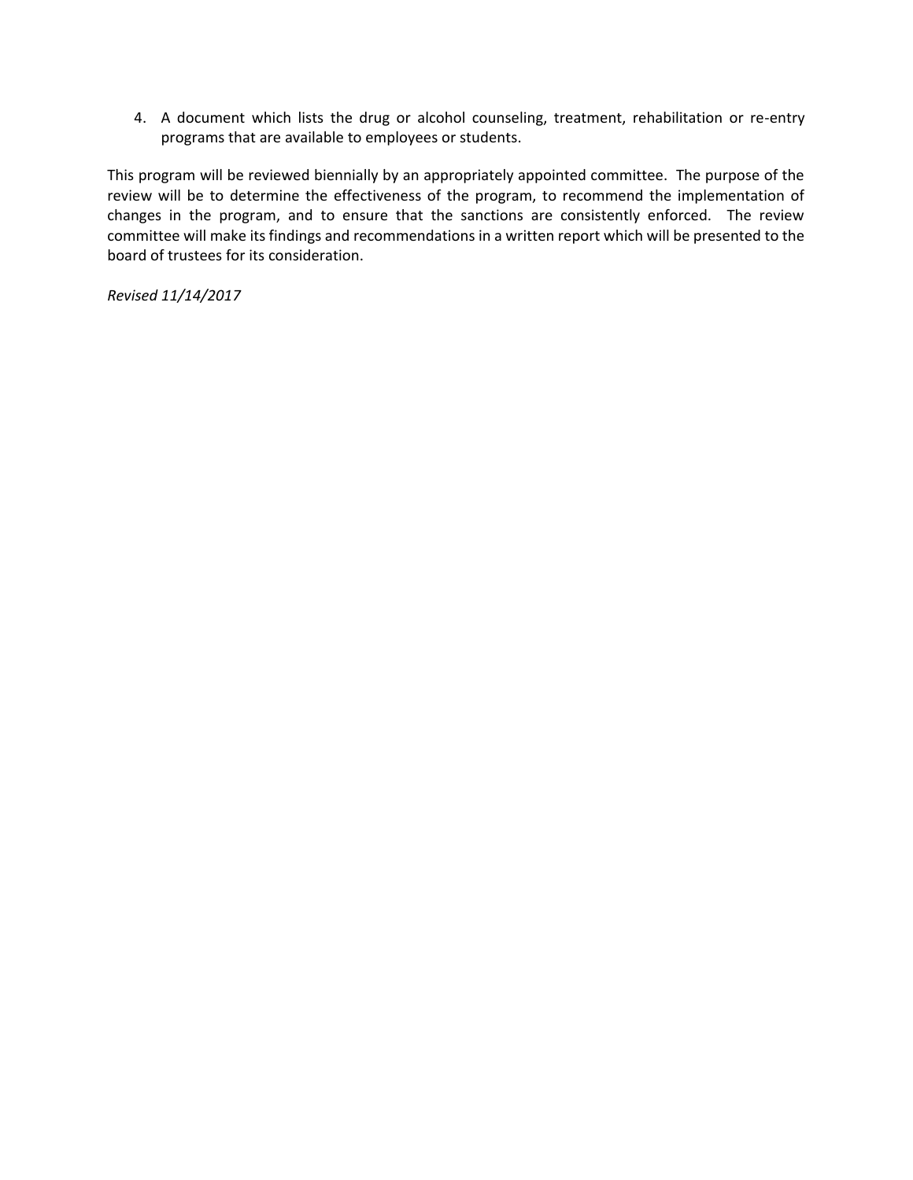4. A document which lists the drug or alcohol counseling, treatment, rehabilitation or re-entry programs that are available to employees or students.

This program will be reviewed biennially by an appropriately appointed committee. The purpose of the review will be to determine the effectiveness of the program, to recommend the implementation of changes in the program, and to ensure that the sanctions are consistently enforced. The review committee will make its findings and recommendations in a written report which will be presented to the board of trustees for its consideration.

*Revised 11/14/2017*